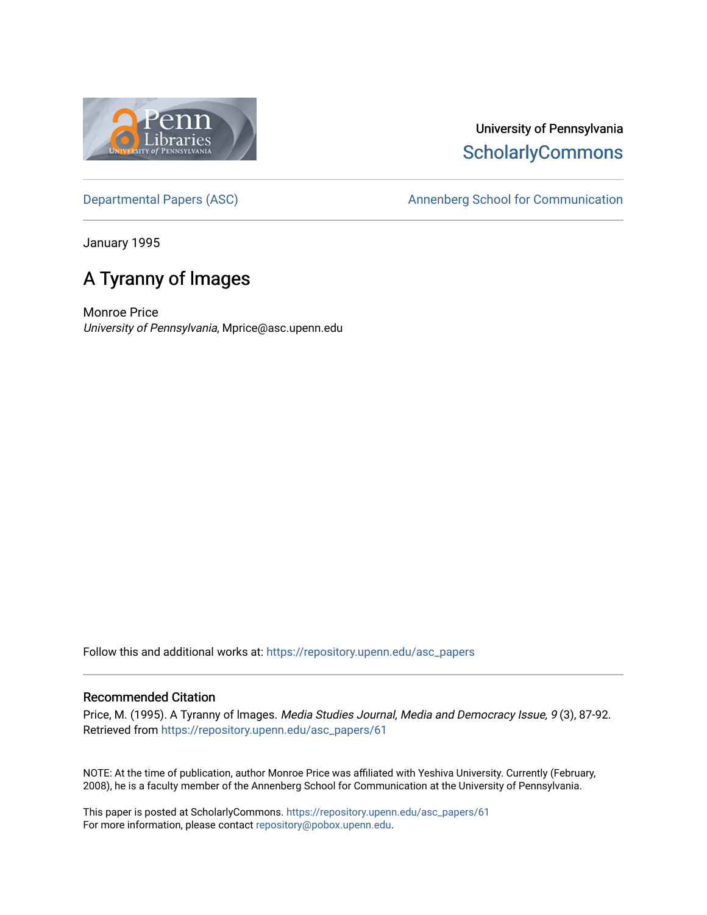University of Pennsylvania
ScholarlyCommons

Departmental Papers (ASC)

Annenberg School for Communication

January 1995

# A Tyranny of Images

Monroe Price
*University of Pennsylvania*, Mprice@asc.upenn.edu

Follow this and additional works at: https://repository.upenn.edu/asc_papers

## Recommended Citation

Price, M. (1995). A Tyranny of Images. *Media Studies Journal, Media and Democracy Issue, 9* (3), 87-92. Retrieved from https://repository.upenn.edu/asc_papers/61

NOTE: At the time of publication, author Monroe Price was affiliated with Yeshiva University. Currently (February, 2008), he is a faculty member of the Annenberg School for Communication at the University of Pennsylvania.

This paper is posted at ScholarlyCommons. https://repository.upenn.edu/asc_papers/61
For more information, please contact repository@pobox.upenn.edu.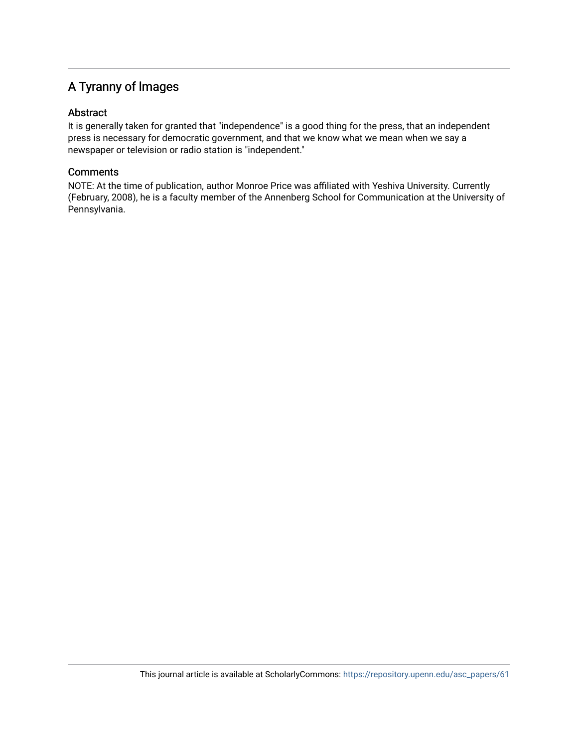# A Tyranny of Images

## Abstract

It is generally taken for granted that "independence" is a good thing for the press, that an independent press is necessary for democratic government, and that we know what we mean when we say a newspaper or television or radio station is "independent."

## Comments

NOTE: At the time of publication, author Monroe Price was affiliated with Yeshiva University. Currently (February, 2008), he is a faculty member of the Annenberg School for Communication at the University of Pennsylvania.

This journal article is available at ScholarlyCommons: https://repository.upenn.edu/asc_papers/61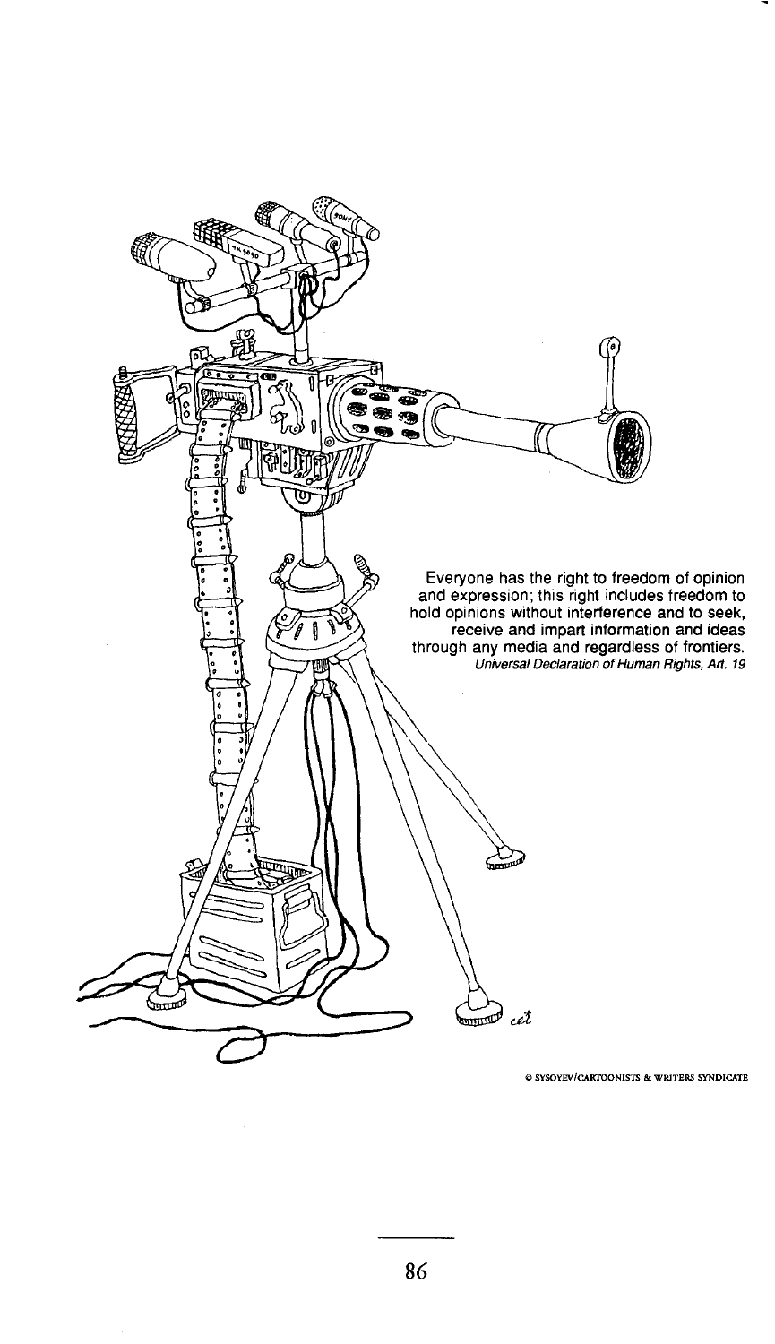Everyone has the right to freedom of opinion and expression; this right includes freedom to hold opinions without interference and to seek, receive and impart information and ideas through any media and regardless of frontiers.

*Universal Declaration of Human Rights, Art. 19*

© SYSOYEV/CARTOONISTS & WRITERS SYNDICATE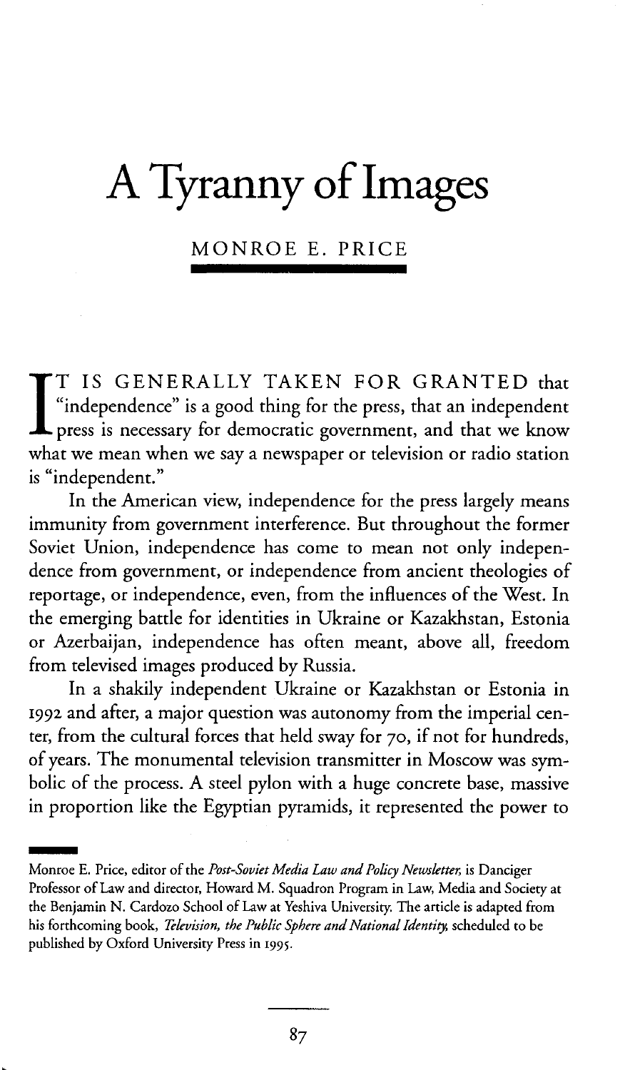# A Tyranny of Images

MONROE E. PRICE

IT IS GENERALLY TAKEN FOR GRANTED that "independence" is a good thing for the press, that an independent press is necessary for democratic government, and that we know what we mean when we say a newspaper or television or radio station is "independent."

In the American view, independence for the press largely means immunity from government interference. But throughout the former Soviet Union, independence has come to mean not only independence from government, or independence from ancient theologies of reportage, or independence, even, from the influences of the West. In the emerging battle for identities in Ukraine or Kazakhstan, Estonia or Azerbaijan, independence has often meant, above all, freedom from televised images produced by Russia.

In a shakily independent Ukraine or Kazakhstan or Estonia in 1992 and after, a major question was autonomy from the imperial center, from the cultural forces that held sway for 70, if not for hundreds, of years. The monumental television transmitter in Moscow was symbolic of the process. A steel pylon with a huge concrete base, massive in proportion like the Egyptian pyramids, it represented the power to

---

Monroe E. Price, editor of the *Post-Soviet Media Law and Policy Newsletter*, is Danciger Professor of Law and director, Howard M. Squadron Program in Law, Media and Society at the Benjamin N. Cardozo School of Law at Yeshiva University. The article is adapted from his forthcoming book, *Television, the Public Sphere and National Identity*, scheduled to be published by Oxford University Press in 1995.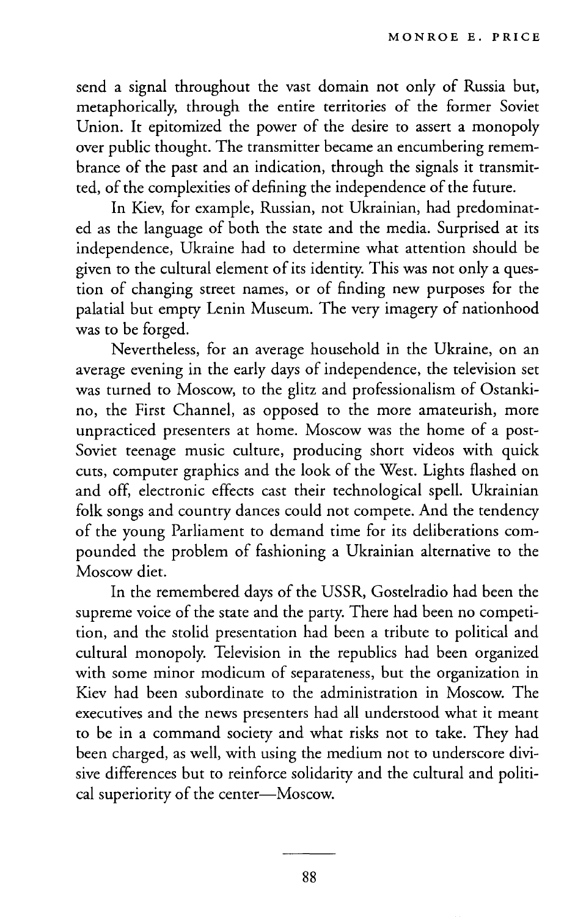send a signal throughout the vast domain not only of Russia but, metaphorically, through the entire territories of the former Soviet Union. It epitomized the power of the desire to assert a monopoly over public thought. The transmitter became an encumbering remembrance of the past and an indication, through the signals it transmitted, of the complexities of defining the independence of the future.

In Kiev, for example, Russian, not Ukrainian, had predominated as the language of both the state and the media. Surprised at its independence, Ukraine had to determine what attention should be given to the cultural element of its identity. This was not only a question of changing street names, or of finding new purposes for the palatial but empty Lenin Museum. The very imagery of nationhood was to be forged.

Nevertheless, for an average household in the Ukraine, on an average evening in the early days of independence, the television set was turned to Moscow, to the glitz and professionalism of Ostankino, the First Channel, as opposed to the more amateurish, more unpracticed presenters at home. Moscow was the home of a post-Soviet teenage music culture, producing short videos with quick cuts, computer graphics and the look of the West. Lights flashed on and off, electronic effects cast their technological spell. Ukrainian folk songs and country dances could not compete. And the tendency of the young Parliament to demand time for its deliberations compounded the problem of fashioning a Ukrainian alternative to the Moscow diet.

In the remembered days of the USSR, Gostelradio had been the supreme voice of the state and the party. There had been no competition, and the stolid presentation had been a tribute to political and cultural monopoly. Television in the republics had been organized with some minor modicum of separateness, but the organization in Kiev had been subordinate to the administration in Moscow. The executives and the news presenters had all understood what it meant to be in a command society and what risks not to take. They had been charged, as well, with using the medium not to underscore divisive differences but to reinforce solidarity and the cultural and political superiority of the center—Moscow.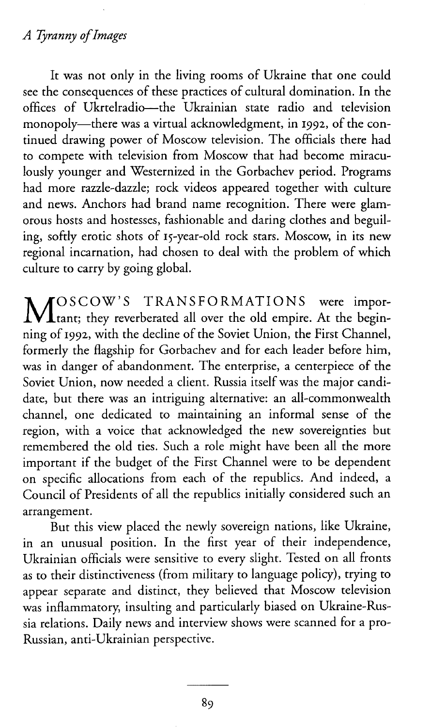It was not only in the living rooms of Ukraine that one could see the consequences of these practices of cultural domination. In the offices of Ukrtelradio—the Ukrainian state radio and television monopoly—there was a virtual acknowledgment, in 1992, of the continued drawing power of Moscow television. The officials there had to compete with television from Moscow that had become miraculously younger and Westernized in the Gorbachev period. Programs had more razzle-dazzle; rock videos appeared together with culture and news. Anchors had brand name recognition. There were glamorous hosts and hostesses, fashionable and daring clothes and beguiling, softly erotic shots of 15-year-old rock stars. Moscow, in its new regional incarnation, had chosen to deal with the problem of which culture to carry by going global.

MOSCOW'S TRANSFORMATIONS were important; they reverberated all over the old empire. At the beginning of 1992, with the decline of the Soviet Union, the First Channel, formerly the flagship for Gorbachev and for each leader before him, was in danger of abandonment. The enterprise, a centerpiece of the Soviet Union, now needed a client. Russia itself was the major candidate, but there was an intriguing alternative: an all-commonwealth channel, one dedicated to maintaining an informal sense of the region, with a voice that acknowledged the new sovereignties but remembered the old ties. Such a role might have been all the more important if the budget of the First Channel were to be dependent on specific allocations from each of the republics. And indeed, a Council of Presidents of all the republics initially considered such an arrangement.

But this view placed the newly sovereign nations, like Ukraine, in an unusual position. In the first year of their independence, Ukrainian officials were sensitive to every slight. Tested on all fronts as to their distinctiveness (from military to language policy), trying to appear separate and distinct, they believed that Moscow television was inflammatory, insulting and particularly biased on Ukraine-Russia relations. Daily news and interview shows were scanned for a pro-Russian, anti-Ukrainian perspective.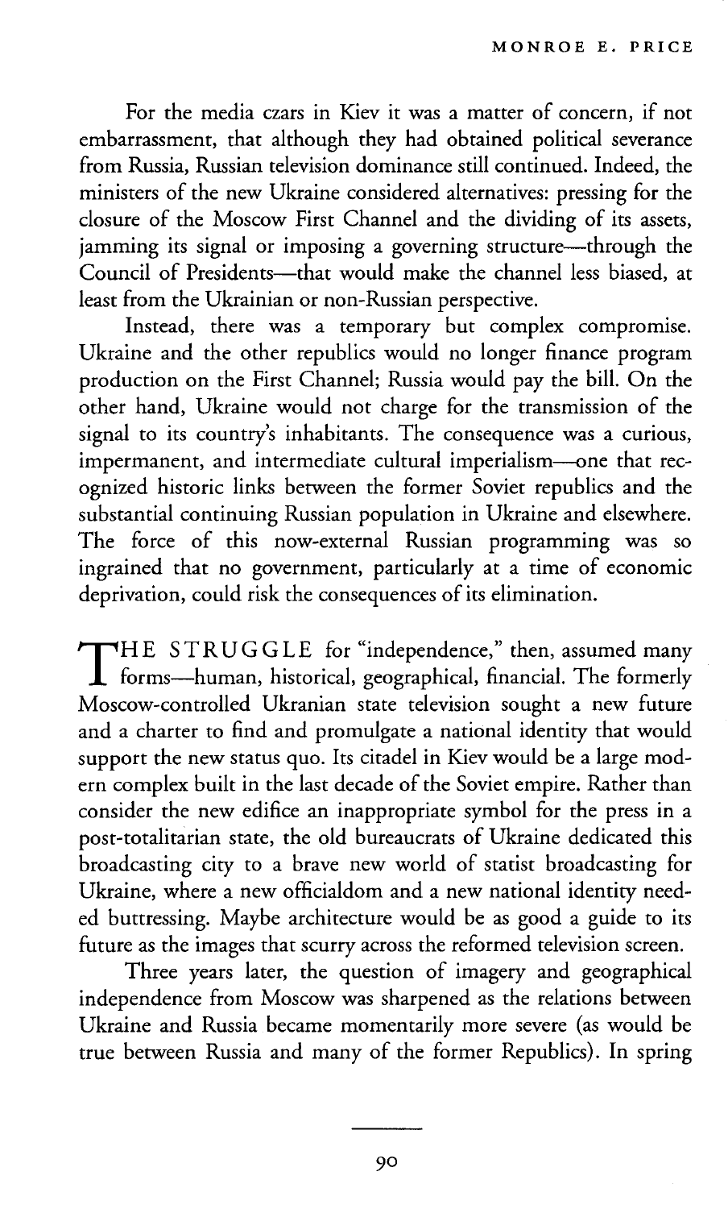For the media czars in Kiev it was a matter of concern, if not embarrassment, that although they had obtained political severance from Russia, Russian television dominance still continued. Indeed, the ministers of the new Ukraine considered alternatives: pressing for the closure of the Moscow First Channel and the dividing of its assets, jamming its signal or imposing a governing structure—through the Council of Presidents—that would make the channel less biased, at least from the Ukrainian or non-Russian perspective.

Instead, there was a temporary but complex compromise. Ukraine and the other republics would no longer finance program production on the First Channel; Russia would pay the bill. On the other hand, Ukraine would not charge for the transmission of the signal to its country's inhabitants. The consequence was a curious, impermanent, and intermediate cultural imperialism—one that recognized historic links between the former Soviet republics and the substantial continuing Russian population in Ukraine and elsewhere. The force of this now-external Russian programming was so ingrained that no government, particularly at a time of economic deprivation, could risk the consequences of its elimination.

THE STRUGGLE for "independence," then, assumed many forms—human, historical, geographical, financial. The formerly Moscow-controlled Ukranian state television sought a new future and a charter to find and promulgate a national identity that would support the new status quo. Its citadel in Kiev would be a large modern complex built in the last decade of the Soviet empire. Rather than consider the new edifice an inappropriate symbol for the press in a post-totalitarian state, the old bureaucrats of Ukraine dedicated this broadcasting city to a brave new world of statist broadcasting for Ukraine, where a new officialdom and a new national identity needed buttressing. Maybe architecture would be as good a guide to its future as the images that scurry across the reformed television screen.

Three years later, the question of imagery and geographical independence from Moscow was sharpened as the relations between Ukraine and Russia became momentarily more severe (as would be true between Russia and many of the former Republics). In spring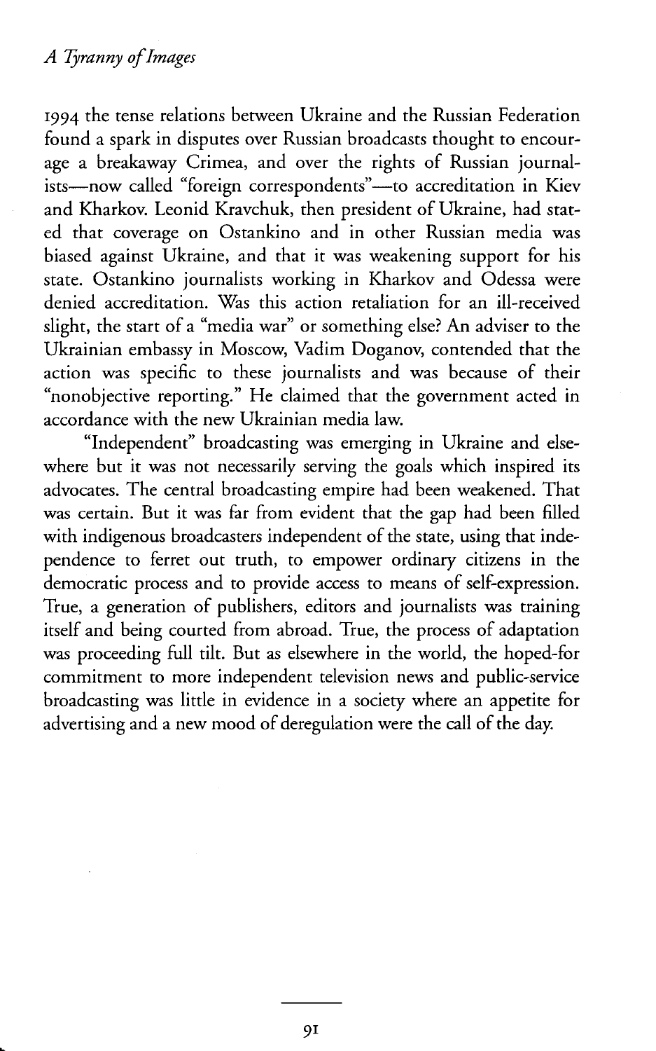1994 the tense relations between Ukraine and the Russian Federation found a spark in disputes over Russian broadcasts thought to encourage a breakaway Crimea, and over the rights of Russian journalists—now called "foreign correspondents"—to accreditation in Kiev and Kharkov. Leonid Kravchuk, then president of Ukraine, had stated that coverage on Ostankino and in other Russian media was biased against Ukraine, and that it was weakening support for his state. Ostankino journalists working in Kharkov and Odessa were denied accreditation. Was this action retaliation for an ill-received slight, the start of a "media war" or something else? An adviser to the Ukrainian embassy in Moscow, Vadim Doganov, contended that the action was specific to these journalists and was because of their "nonobjective reporting." He claimed that the government acted in accordance with the new Ukrainian media law.

"Independent" broadcasting was emerging in Ukraine and elsewhere but it was not necessarily serving the goals which inspired its advocates. The central broadcasting empire had been weakened. That was certain. But it was far from evident that the gap had been filled with indigenous broadcasters independent of the state, using that independence to ferret out truth, to empower ordinary citizens in the democratic process and to provide access to means of self-expression. True, a generation of publishers, editors and journalists was training itself and being courted from abroad. True, the process of adaptation was proceeding full tilt. But as elsewhere in the world, the hoped-for commitment to more independent television news and public-service broadcasting was little in evidence in a society where an appetite for advertising and a new mood of deregulation were the call of the day.